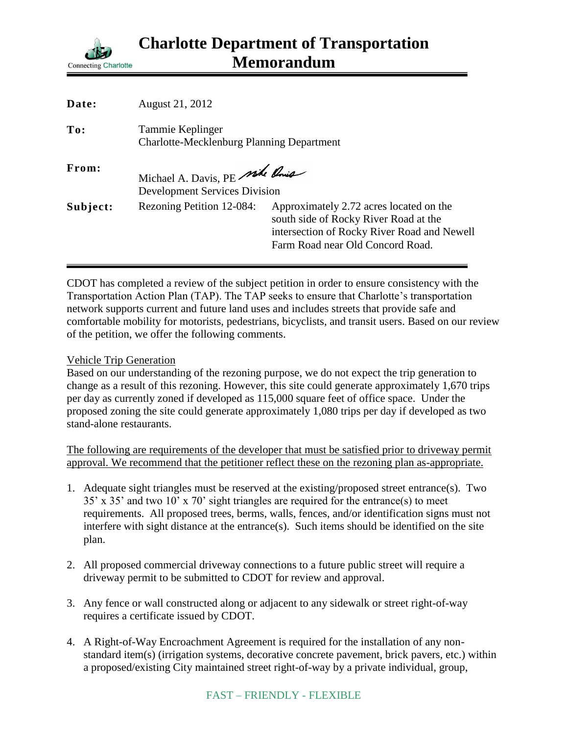# Charlotte Department of Transportation Memorandum

Connecting Charlotte

**Date:** August 21, 2012

**To:** Tammie Keplinger
Charlotte-Mecklenburg Planning Department

**From:** Michael A. Davis, PE
Development Services Division

**Subject:** Rezoning Petition 12-084: Approximately 2.72 acres located on the south side of Rocky River Road at the intersection of Rocky River Road and Newell Farm Road near Old Concord Road.

---

CDOT has completed a review of the subject petition in order to ensure consistency with the Transportation Action Plan (TAP). The TAP seeks to ensure that Charlotte's transportation network supports current and future land uses and includes streets that provide safe and comfortable mobility for motorists, pedestrians, bicyclists, and transit users. Based on our review of the petition, we offer the following comments.

Vehicle Trip Generation

Based on our understanding of the rezoning purpose, we do not expect the trip generation to change as a result of this rezoning. However, this site could generate approximately 1,670 trips per day as currently zoned if developed as 115,000 square feet of office space. Under the proposed zoning the site could generate approximately 1,080 trips per day if developed as two stand-alone restaurants.

The following are requirements of the developer that must be satisfied prior to driveway permit approval. We recommend that the petitioner reflect these on the rezoning plan as-appropriate.

1. Adequate sight triangles must be reserved at the existing/proposed street entrance(s). Two 35' x 35' and two 10' x 70' sight triangles are required for the entrance(s) to meet requirements. All proposed trees, berms, walls, fences, and/or identification signs must not interfere with sight distance at the entrance(s). Such items should be identified on the site plan.

2. All proposed commercial driveway connections to a future public street will require a driveway permit to be submitted to CDOT for review and approval.

3. Any fence or wall constructed along or adjacent to any sidewalk or street right-of-way requires a certificate issued by CDOT.

4. A Right-of-Way Encroachment Agreement is required for the installation of any non-standard item(s) (irrigation systems, decorative concrete pavement, brick pavers, etc.) within a proposed/existing City maintained street right-of-way by a private individual, group,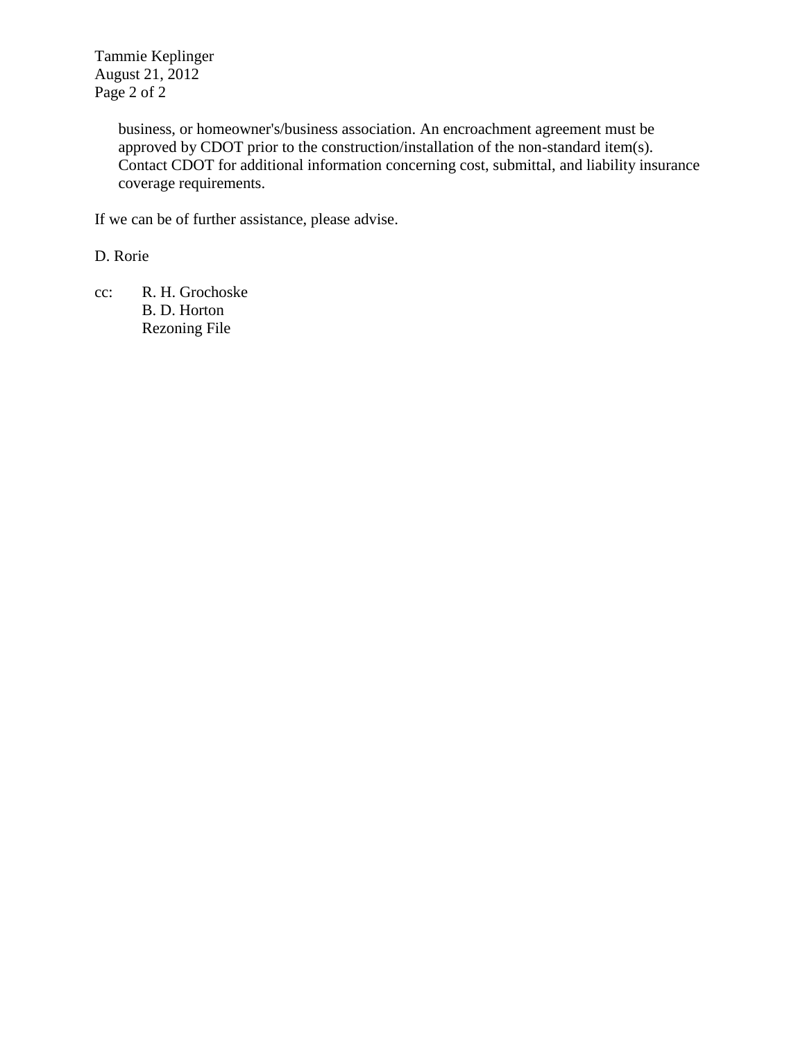business, or homeowner's/business association. An encroachment agreement must be approved by CDOT prior to the construction/installation of the non-standard item(s). Contact CDOT for additional information concerning cost, submittal, and liability insurance coverage requirements.

If we can be of further assistance, please advise.

D. Rorie

cc: R. H. Grochoske
B. D. Horton
Rezoning File